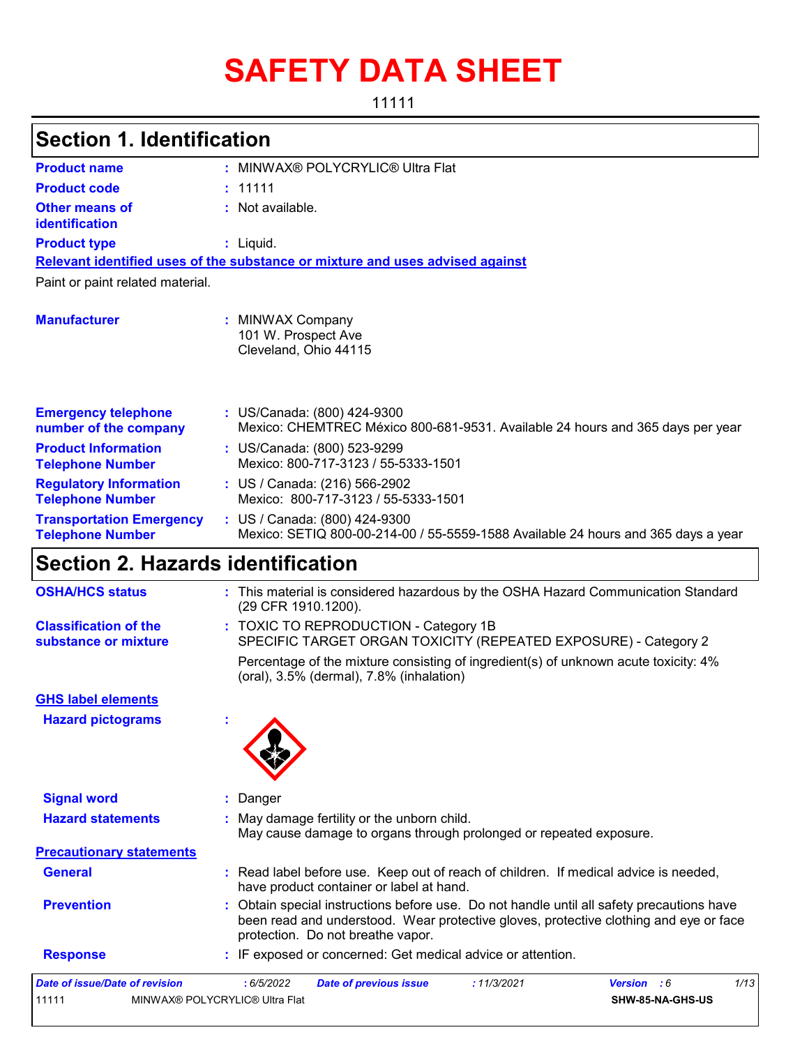# SAFETY DATA SHEET

11111

## Section 1. Identification

**Product name** : MINWAX® POLYCRYLIC® Ultra Flat

**Product code** : 11111

**Other means of identification** : Not available.

**Product type** : Liquid.

**Relevant identified uses of the substance or mixture and uses advised against**

Paint or paint related material.

**Manufacturer** : MINWAX Company
101 W. Prospect Ave
Cleveland, Ohio 44115

**Emergency telephone number of the company** : US/Canada: (800) 424-9300
Mexico: CHEMTREC México 800-681-9531. Available 24 hours and 365 days per year

**Product Information Telephone Number** : US/Canada: (800) 523-9299
Mexico: 800-717-3123 / 55-5333-1501

**Regulatory Information Telephone Number** : US / Canada: (216) 566-2902
Mexico: 800-717-3123 / 55-5333-1501

**Transportation Emergency Telephone Number** : US / Canada: (800) 424-9300
Mexico: SETIQ 800-00-214-00 / 55-5559-1588 Available 24 hours and 365 days a year

## Section 2. Hazards identification

**OSHA/HCS status** : This material is considered hazardous by the OSHA Hazard Communication Standard (29 CFR 1910.1200).

**Classification of the substance or mixture** : TOXIC TO REPRODUCTION - Category 1B
SPECIFIC TARGET ORGAN TOXICITY (REPEATED EXPOSURE) - Category 2

Percentage of the mixture consisting of ingredient(s) of unknown acute toxicity: 4% (oral), 3.5% (dermal), 7.8% (inhalation)

**GHS label elements**

**Hazard pictograms** :

**Signal word** : Danger

**Hazard statements** : May damage fertility or the unborn child.
May cause damage to organs through prolonged or repeated exposure.

**Precautionary statements**

**General** : Read label before use. Keep out of reach of children. If medical advice is needed, have product container or label at hand.

**Prevention** : Obtain special instructions before use. Do not handle until all safety precautions have been read and understood. Wear protective gloves, protective clothing and eye or face protection. Do not breathe vapor.

**Response** : IF exposed or concerned: Get medical advice or attention.

| Date of issue/Date of revision | : 6/5/2022 | Date of previous issue | : 11/3/2021 | Version : 6 |
|---|---|---|---|---|
| 11111 | MINWAX® POLYCRYLIC® Ultra Flat | | | SHW-85-NA-GHS-US |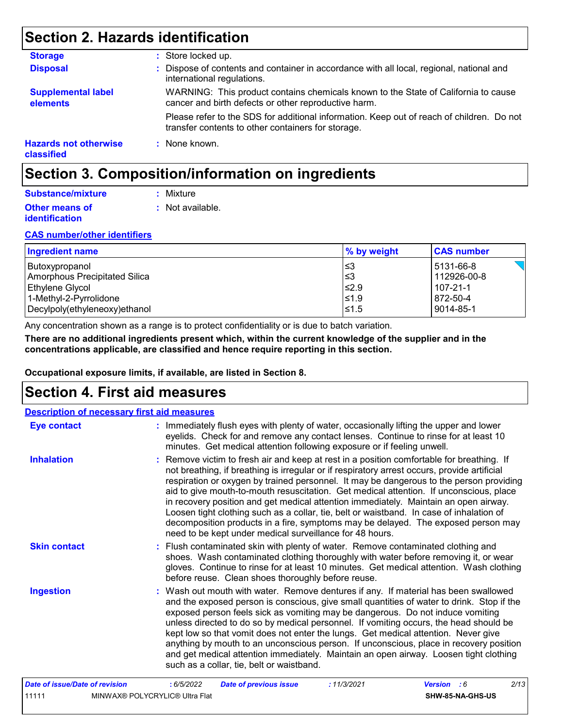## Section 2. Hazards identification

**Storage** : Store locked up.

**Disposal** : Dispose of contents and container in accordance with all local, regional, national and international regulations.

**Supplemental label elements** WARNING: This product contains chemicals known to the State of California to cause cancer and birth defects or other reproductive harm.

Please refer to the SDS for additional information. Keep out of reach of children. Do not transfer contents to other containers for storage.

**Hazards not otherwise classified** : None known.

## Section 3. Composition/information on ingredients

**Substance/mixture** : Mixture

**Other means of identification** : Not available.

**CAS number/other identifiers**

| Ingredient name | % by weight | CAS number |
| --- | --- | --- |
| Butoxypropanol | ≤3 | 5131-66-8 |
| Amorphous Precipitated Silica | ≤3 | 112926-00-8 |
| Ethylene Glycol | ≤2.9 | 107-21-1 |
| 1-Methyl-2-Pyrrolidone | ≤1.9 | 872-50-4 |
| Decylpoly(ethyleneoxy)ethanol | ≤1.5 | 9014-85-1 |

Any concentration shown as a range is to protect confidentiality or is due to batch variation.

**There are no additional ingredients present which, within the current knowledge of the supplier and in the concentrations applicable, are classified and hence require reporting in this section.**

**Occupational exposure limits, if available, are listed in Section 8.**

## Section 4. First aid measures

**Description of necessary first aid measures**

**Eye contact** : Immediately flush eyes with plenty of water, occasionally lifting the upper and lower eyelids. Check for and remove any contact lenses. Continue to rinse for at least 10 minutes. Get medical attention following exposure or if feeling unwell.

**Inhalation** : Remove victim to fresh air and keep at rest in a position comfortable for breathing. If not breathing, if breathing is irregular or if respiratory arrest occurs, provide artificial respiration or oxygen by trained personnel. It may be dangerous to the person providing aid to give mouth-to-mouth resuscitation. Get medical attention. If unconscious, place in recovery position and get medical attention immediately. Maintain an open airway. Loosen tight clothing such as a collar, tie, belt or waistband. In case of inhalation of decomposition products in a fire, symptoms may be delayed. The exposed person may need to be kept under medical surveillance for 48 hours.

**Skin contact** : Flush contaminated skin with plenty of water. Remove contaminated clothing and shoes. Wash contaminated clothing thoroughly with water before removing it, or wear gloves. Continue to rinse for at least 10 minutes. Get medical attention. Wash clothing before reuse. Clean shoes thoroughly before reuse.

**Ingestion** : Wash out mouth with water. Remove dentures if any. If material has been swallowed and the exposed person is conscious, give small quantities of water to drink. Stop if the exposed person feels sick as vomiting may be dangerous. Do not induce vomiting unless directed to do so by medical personnel. If vomiting occurs, the head should be kept low so that vomit does not enter the lungs. Get medical attention. Never give anything by mouth to an unconscious person. If unconscious, place in recovery position and get medical attention immediately. Maintain an open airway. Loosen tight clothing such as a collar, tie, belt or waistband.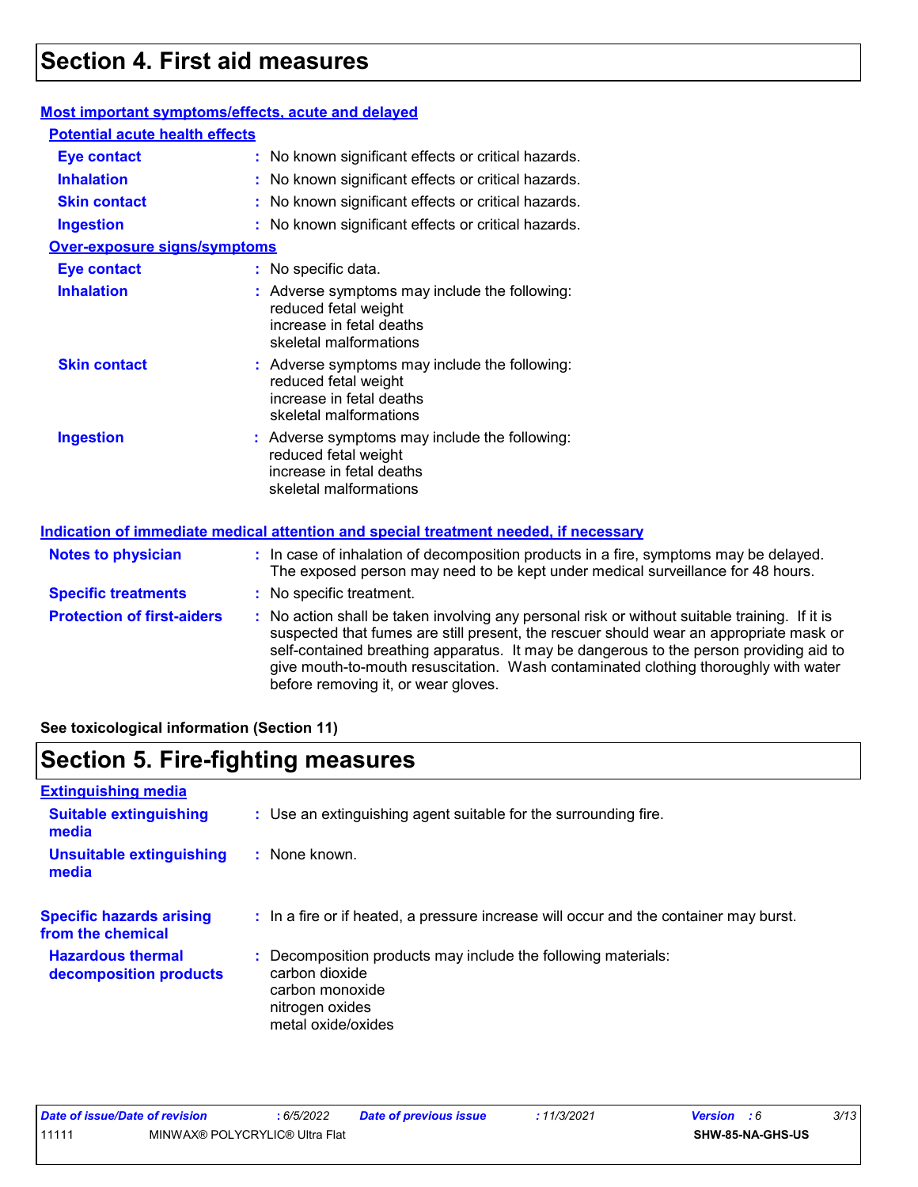# Section 4. First aid measures

### Most important symptoms/effects, acute and delayed

#### Potential acute health effects

| | |
|---|---|
| **Eye contact** | : No known significant effects or critical hazards. |
| **Inhalation** | : No known significant effects or critical hazards. |
| **Skin contact** | : No known significant effects or critical hazards. |
| **Ingestion** | : No known significant effects or critical hazards. |

#### Over-exposure signs/symptoms

| | |
|---|---|
| **Eye contact** | : No specific data. |
| **Inhalation** | : Adverse symptoms may include the following:<br>reduced fetal weight<br>increase in fetal deaths<br>skeletal malformations |
| **Skin contact** | : Adverse symptoms may include the following:<br>reduced fetal weight<br>increase in fetal deaths<br>skeletal malformations |
| **Ingestion** | : Adverse symptoms may include the following:<br>reduced fetal weight<br>increase in fetal deaths<br>skeletal malformations |

### Indication of immediate medical attention and special treatment needed, if necessary

| | |
|---|---|
| **Notes to physician** | : In case of inhalation of decomposition products in a fire, symptoms may be delayed. The exposed person may need to be kept under medical surveillance for 48 hours. |
| **Specific treatments** | : No specific treatment. |
| **Protection of first-aiders** | : No action shall be taken involving any personal risk or without suitable training. If it is suspected that fumes are still present, the rescuer should wear an appropriate mask or self-contained breathing apparatus. It may be dangerous to the person providing aid to give mouth-to-mouth resuscitation. Wash contaminated clothing thoroughly with water before removing it, or wear gloves. |

**See toxicological information (Section 11)**

# Section 5. Fire-fighting measures

### Extinguishing media

| | |
|---|---|
| **Suitable extinguishing media** | : Use an extinguishing agent suitable for the surrounding fire. |
| **Unsuitable extinguishing media** | : None known. |

| | |
|---|---|
| **Specific hazards arising from the chemical** | : In a fire or if heated, a pressure increase will occur and the container may burst. |
| **Hazardous thermal decomposition products** | : Decomposition products may include the following materials:<br>carbon dioxide<br>carbon monoxide<br>nitrogen oxides<br>metal oxide/oxides |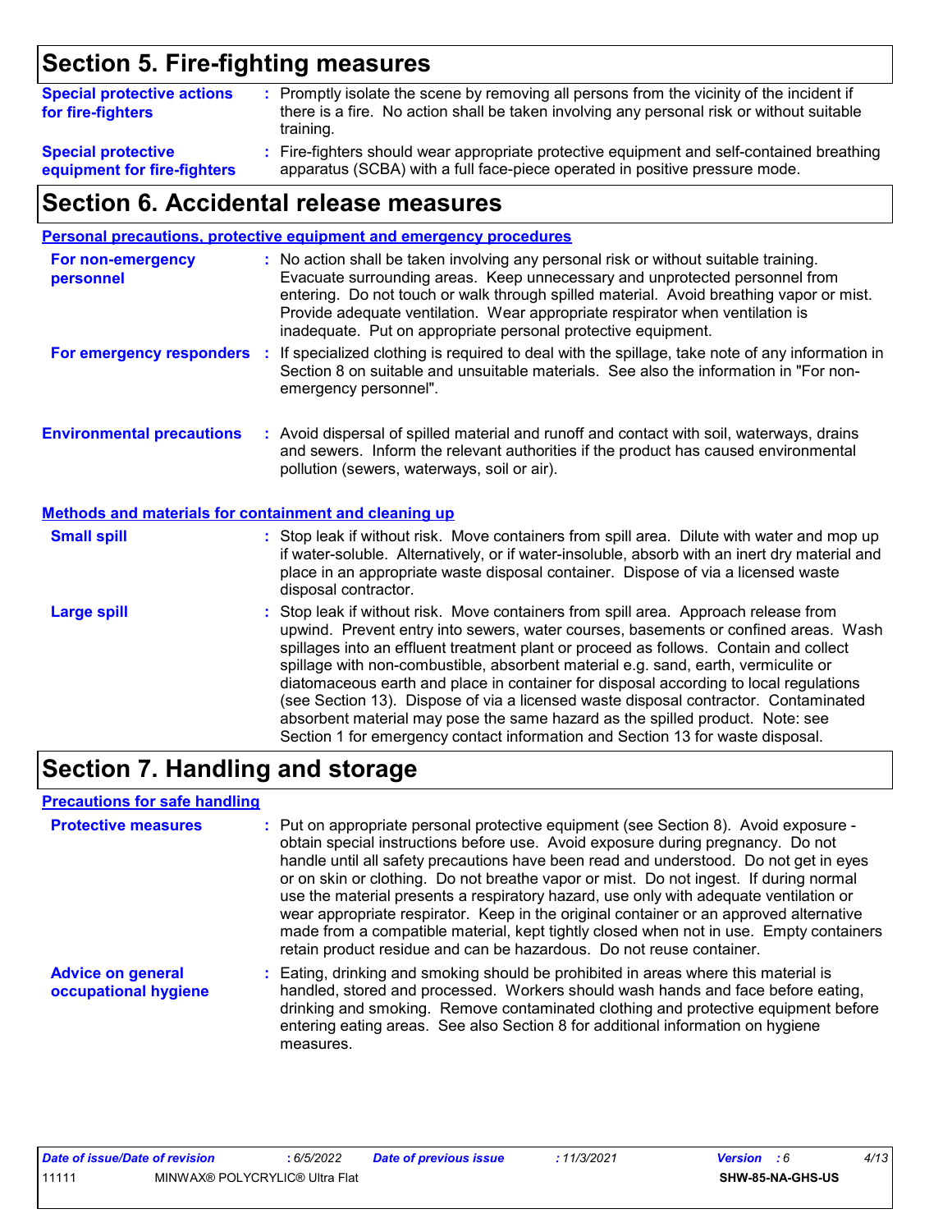## Section 5. Fire-fighting measures

**Special protective actions for fire-fighters** : Promptly isolate the scene by removing all persons from the vicinity of the incident if there is a fire. No action shall be taken involving any personal risk or without suitable training.

**Special protective equipment for fire-fighters** : Fire-fighters should wear appropriate protective equipment and self-contained breathing apparatus (SCBA) with a full face-piece operated in positive pressure mode.

## Section 6. Accidental release measures

**Personal precautions, protective equipment and emergency procedures**

**For non-emergency personnel** : No action shall be taken involving any personal risk or without suitable training. Evacuate surrounding areas. Keep unnecessary and unprotected personnel from entering. Do not touch or walk through spilled material. Avoid breathing vapor or mist. Provide adequate ventilation. Wear appropriate respirator when ventilation is inadequate. Put on appropriate personal protective equipment.

**For emergency responders** : If specialized clothing is required to deal with the spillage, take note of any information in Section 8 on suitable and unsuitable materials. See also the information in "For non-emergency personnel".

**Environmental precautions** : Avoid dispersal of spilled material and runoff and contact with soil, waterways, drains and sewers. Inform the relevant authorities if the product has caused environmental pollution (sewers, waterways, soil or air).

**Methods and materials for containment and cleaning up**

**Small spill** : Stop leak if without risk. Move containers from spill area. Dilute with water and mop up if water-soluble. Alternatively, or if water-insoluble, absorb with an inert dry material and place in an appropriate waste disposal container. Dispose of via a licensed waste disposal contractor.

**Large spill** : Stop leak if without risk. Move containers from spill area. Approach release from upwind. Prevent entry into sewers, water courses, basements or confined areas. Wash spillages into an effluent treatment plant or proceed as follows. Contain and collect spillage with non-combustible, absorbent material e.g. sand, earth, vermiculite or diatomaceous earth and place in container for disposal according to local regulations (see Section 13). Dispose of via a licensed waste disposal contractor. Contaminated absorbent material may pose the same hazard as the spilled product. Note: see Section 1 for emergency contact information and Section 13 for waste disposal.

## Section 7. Handling and storage

**Precautions for safe handling**

**Protective measures** : Put on appropriate personal protective equipment (see Section 8). Avoid exposure - obtain special instructions before use. Avoid exposure during pregnancy. Do not handle until all safety precautions have been read and understood. Do not get in eyes or on skin or clothing. Do not breathe vapor or mist. Do not ingest. If during normal use the material presents a respiratory hazard, use only with adequate ventilation or wear appropriate respirator. Keep in the original container or an approved alternative made from a compatible material, kept tightly closed when not in use. Empty containers retain product residue and can be hazardous. Do not reuse container.

**Advice on general occupational hygiene** : Eating, drinking and smoking should be prohibited in areas where this material is handled, stored and processed. Workers should wash hands and face before eating, drinking and smoking. Remove contaminated clothing and protective equipment before entering eating areas. See also Section 8 for additional information on hygiene measures.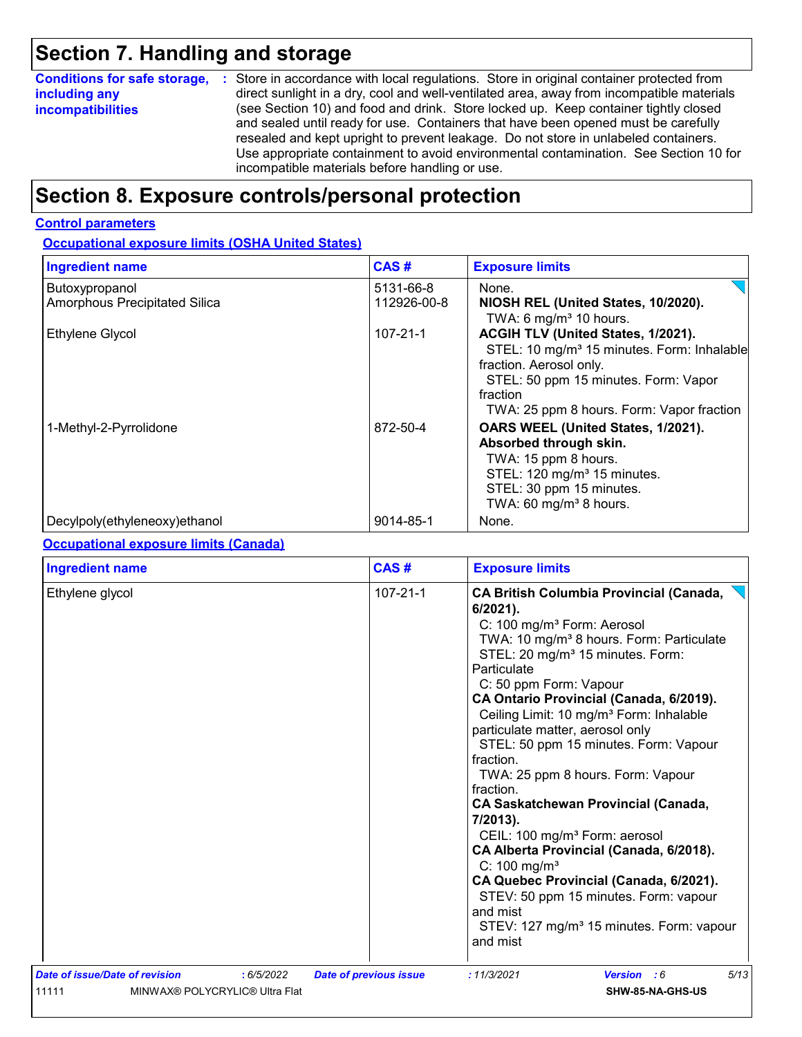# Section 7. Handling and storage

**Conditions for safe storage, including any incompatibilities** : Store in accordance with local regulations. Store in original container protected from direct sunlight in a dry, cool and well-ventilated area, away from incompatible materials (see Section 10) and food and drink. Store locked up. Keep container tightly closed and sealed until ready for use. Containers that have been opened must be carefully resealed and kept upright to prevent leakage. Do not store in unlabeled containers. Use appropriate containment to avoid environmental contamination. See Section 10 for incompatible materials before handling or use.

# Section 8. Exposure controls/personal protection

## Control parameters

### Occupational exposure limits (OSHA United States)

| Ingredient name | CAS # | Exposure limits |
|---|---|---|
| Butoxypropanol | 5131-66-8 | None. |
| Amorphous Precipitated Silica | 112926-00-8 | **NIOSH REL (United States, 10/2020).**<br>TWA: 6 mg/m³ 10 hours. |
| Ethylene Glycol | 107-21-1 | **ACGIH TLV (United States, 1/2021).**<br>STEL: 10 mg/m³ 15 minutes. Form: Inhalable fraction. Aerosol only.<br>STEL: 50 ppm 15 minutes. Form: Vapor fraction<br>TWA: 25 ppm 8 hours. Form: Vapor fraction |
| 1-Methyl-2-Pyrrolidone | 872-50-4 | **OARS WEEL (United States, 1/2021). Absorbed through skin.**<br>TWA: 15 ppm 8 hours.<br>STEL: 120 mg/m³ 15 minutes.<br>STEL: 30 ppm 15 minutes.<br>TWA: 60 mg/m³ 8 hours. |
| Decylpoly(ethyleneoxy)ethanol | 9014-85-1 | None. |

### Occupational exposure limits (Canada)

| Ingredient name | CAS # | Exposure limits |
|---|---|---|
| Ethylene glycol | 107-21-1 | **CA British Columbia Provincial (Canada, 6/2021).**<br>C: 100 mg/m³ Form: Aerosol<br>TWA: 10 mg/m³ 8 hours. Form: Particulate<br>STEL: 20 mg/m³ 15 minutes. Form: Particulate<br>C: 50 ppm Form: Vapour<br>**CA Ontario Provincial (Canada, 6/2019).**<br>Ceiling Limit: 10 mg/m³ Form: Inhalable particulate matter, aerosol only<br>STEL: 50 ppm 15 minutes. Form: Vapour fraction.<br>TWA: 25 ppm 8 hours. Form: Vapour fraction.<br>**CA Saskatchewan Provincial (Canada, 7/2013).**<br>CEIL: 100 mg/m³ Form: aerosol<br>**CA Alberta Provincial (Canada, 6/2018).**<br>C: 100 mg/m³<br>**CA Quebec Provincial (Canada, 6/2021).**<br>STEV: 50 ppm 15 minutes. Form: vapour and mist<br>STEV: 127 mg/m³ 15 minutes. Form: vapour and mist |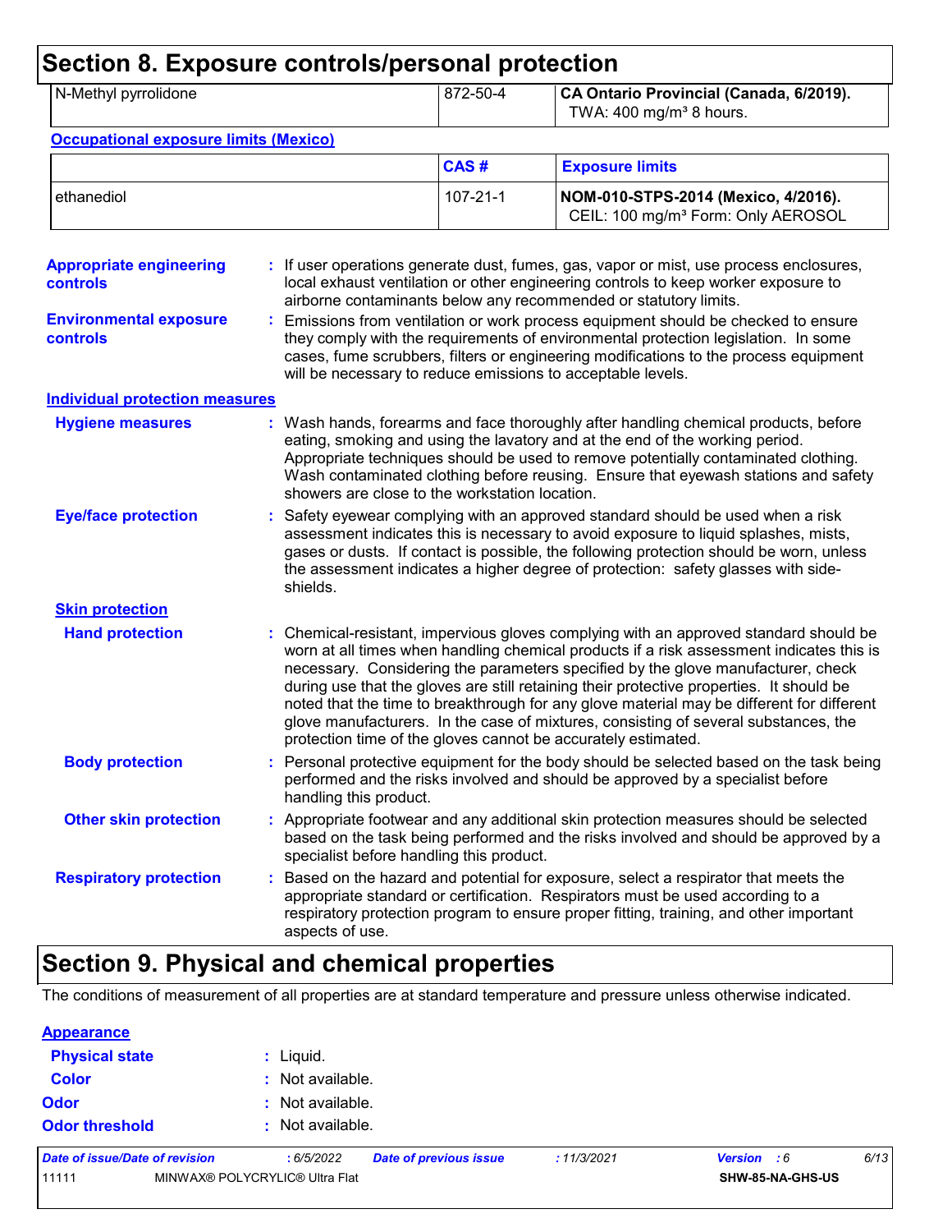# Section 8. Exposure controls/personal protection

| N-Methyl pyrrolidone | 872-50-4 | **CA Ontario Provincial (Canada, 6/2019).** TWA: 400 mg/m³ 8 hours. |
|---|---|---|

**Occupational exposure limits (Mexico)**

| | CAS # | Exposure limits |
|---|---|---|
| ethanediol | 107-21-1 | **NOM-010-STPS-2014 (Mexico, 4/2016).** CEIL: 100 mg/m³ Form: Only AEROSOL |

**Appropriate engineering controls** : If user operations generate dust, fumes, gas, vapor or mist, use process enclosures, local exhaust ventilation or other engineering controls to keep worker exposure to airborne contaminants below any recommended or statutory limits.

**Environmental exposure controls** : Emissions from ventilation or work process equipment should be checked to ensure they comply with the requirements of environmental protection legislation. In some cases, fume scrubbers, filters or engineering modifications to the process equipment will be necessary to reduce emissions to acceptable levels.

**Individual protection measures**

**Hygiene measures** : Wash hands, forearms and face thoroughly after handling chemical products, before eating, smoking and using the lavatory and at the end of the working period. Appropriate techniques should be used to remove potentially contaminated clothing. Wash contaminated clothing before reusing. Ensure that eyewash stations and safety showers are close to the workstation location.

**Eye/face protection** : Safety eyewear complying with an approved standard should be used when a risk assessment indicates this is necessary to avoid exposure to liquid splashes, mists, gases or dusts. If contact is possible, the following protection should be worn, unless the assessment indicates a higher degree of protection: safety glasses with side-shields.

**Skin protection**

**Hand protection** : Chemical-resistant, impervious gloves complying with an approved standard should be worn at all times when handling chemical products if a risk assessment indicates this is necessary. Considering the parameters specified by the glove manufacturer, check during use that the gloves are still retaining their protective properties. It should be noted that the time to breakthrough for any glove material may be different for different glove manufacturers. In the case of mixtures, consisting of several substances, the protection time of the gloves cannot be accurately estimated.

**Body protection** : Personal protective equipment for the body should be selected based on the task being performed and the risks involved and should be approved by a specialist before handling this product.

**Other skin protection** : Appropriate footwear and any additional skin protection measures should be selected based on the task being performed and the risks involved and should be approved by a specialist before handling this product.

**Respiratory protection** : Based on the hazard and potential for exposure, select a respirator that meets the appropriate standard or certification. Respirators must be used according to a respiratory protection program to ensure proper fitting, training, and other important aspects of use.

# Section 9. Physical and chemical properties

The conditions of measurement of all properties are at standard temperature and pressure unless otherwise indicated.

**Appearance**

**Physical state** : Liquid.

**Color** : Not available.

**Odor** : Not available.

**Odor threshold** : Not available.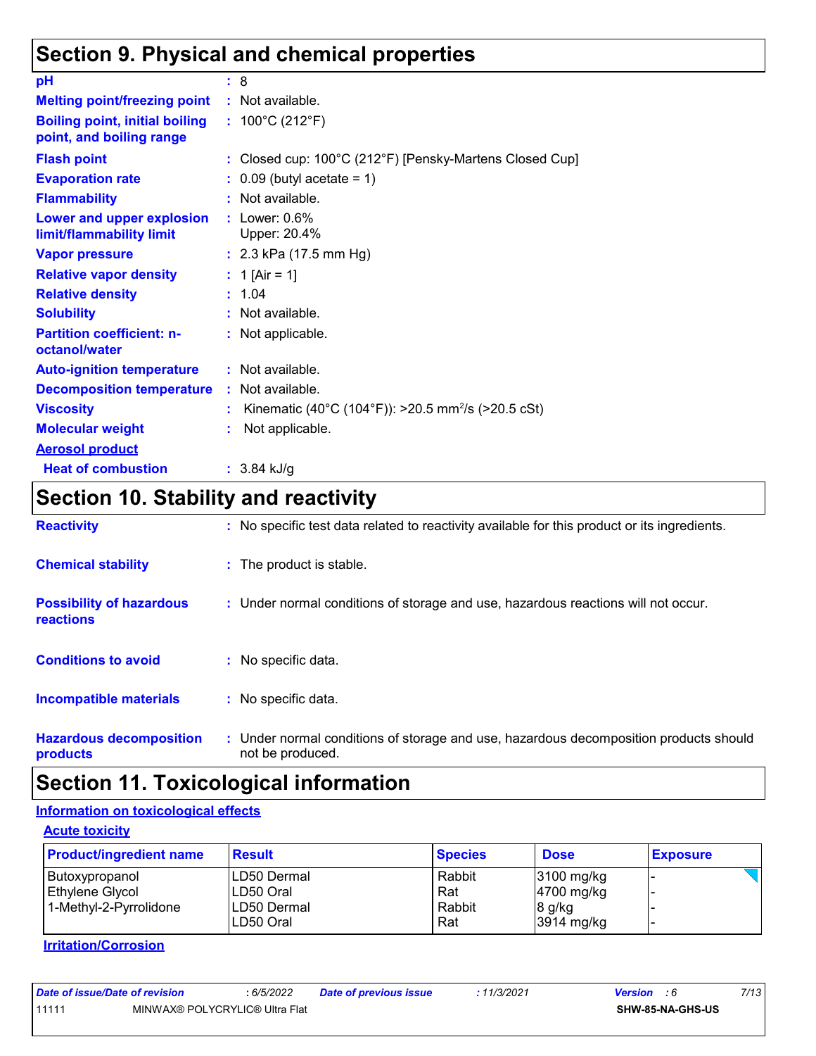## Section 9. Physical and chemical properties

| | | |
|---|---|---|
| **pH** | : | 8 |
| **Melting point/freezing point** | : | Not available. |
| **Boiling point, initial boiling point, and boiling range** | : | 100°C (212°F) |
| **Flash point** | : | Closed cup: 100°C (212°F) [Pensky-Martens Closed Cup] |
| **Evaporation rate** | : | 0.09 (butyl acetate = 1) |
| **Flammability** | : | Not available. |
| **Lower and upper explosion limit/flammability limit** | : | Lower: 0.6%<br>Upper: 20.4% |
| **Vapor pressure** | : | 2.3 kPa (17.5 mm Hg) |
| **Relative vapor density** | : | 1 [Air = 1] |
| **Relative density** | : | 1.04 |
| **Solubility** | : | Not available. |
| **Partition coefficient: n-octanol/water** | : | Not applicable. |
| **Auto-ignition temperature** | : | Not available. |
| **Decomposition temperature** | : | Not available. |
| **Viscosity** | : | Kinematic (40°C (104°F)): >20.5 $mm^2/s$ (>20.5 cSt) |
| **Molecular weight** | : | Not applicable. |

**Aerosol product**

| | | |
|---|---|---|
| **Heat of combustion** | : | 3.84 kJ/g |

## Section 10. Stability and reactivity

| | | |
|---|---|---|
| **Reactivity** | : | No specific test data related to reactivity available for this product or its ingredients. |
| **Chemical stability** | : | The product is stable. |
| **Possibility of hazardous reactions** | : | Under normal conditions of storage and use, hazardous reactions will not occur. |
| **Conditions to avoid** | : | No specific data. |
| **Incompatible materials** | : | No specific data. |
| **Hazardous decomposition products** | : | Under normal conditions of storage and use, hazardous decomposition products should not be produced. |

## Section 11. Toxicological information

**Information on toxicological effects**

**Acute toxicity**

| Product/ingredient name | Result | Species | Dose | Exposure |
|---|---|---|---|---|
| Butoxypropanol | LD50 Dermal | Rabbit | 3100 mg/kg | - |
| Ethylene Glycol | LD50 Oral | Rat | 4700 mg/kg | - |
| 1-Methyl-2-Pyrrolidone | LD50 Dermal | Rabbit | 8 g/kg | - |
| | LD50 Oral | Rat | 3914 mg/kg | - |

**Irritation/Corrosion**

| | | | | | |
|---|---|---|---|---|---|
| *Date of issue/Date of revision* | : 6/5/2022 | *Date of previous issue* | : 11/3/2021 | *Version* | : 6 |
| 11111 | MINWAX® POLYCRYLIC® Ultra Flat | | | | SHW-85-NA-GHS-US |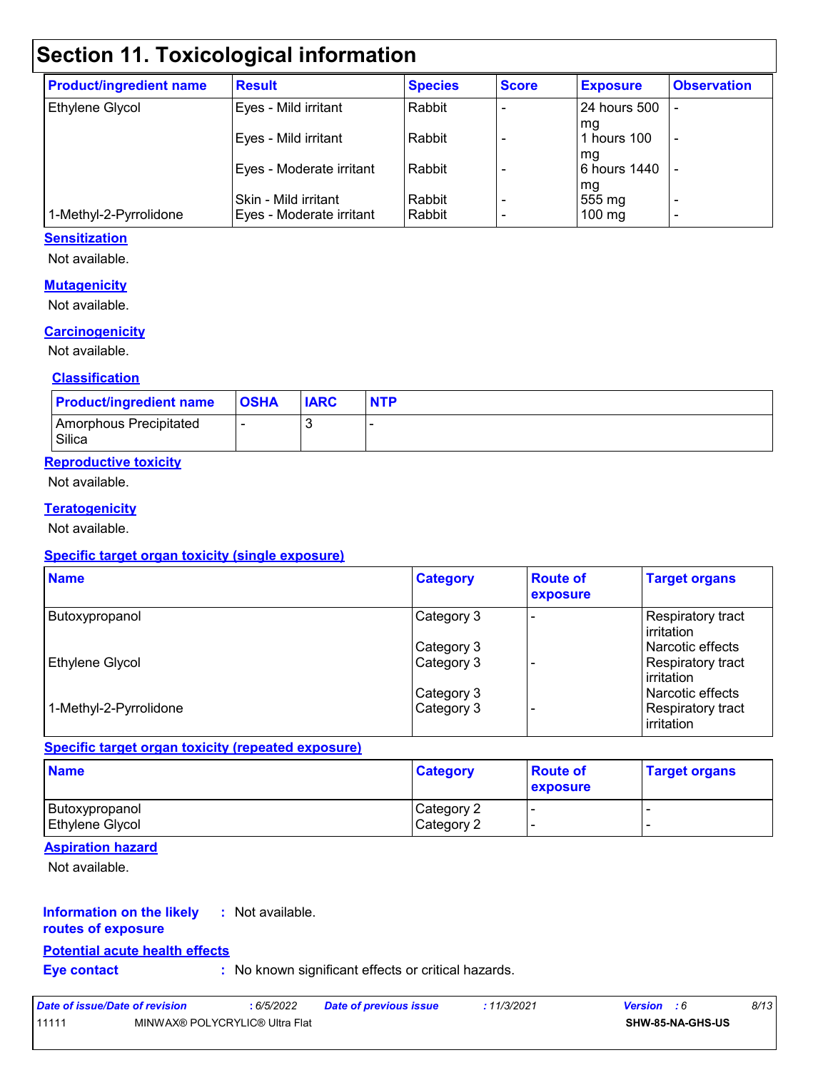# Section 11. Toxicological information

| Product/ingredient name | Result | Species | Score | Exposure | Observation |
|---|---|---|---|---|---|
| Ethylene Glycol | Eyes - Mild irritant | Rabbit | - | 24 hours 500 mg | - |
| | Eyes - Mild irritant | Rabbit | - | 1 hours 100 mg | - |
| | Eyes - Moderate irritant | Rabbit | - | 6 hours 1440 mg | - |
| | Skin - Mild irritant | Rabbit | - | 555 mg | - |
| 1-Methyl-2-Pyrrolidone | Eyes - Moderate irritant | Rabbit | - | 100 mg | - |

**Sensitization**

Not available.

**Mutagenicity**

Not available.

**Carcinogenicity**

Not available.

**Classification**

| Product/ingredient name | OSHA | IARC | NTP |
|---|---|---|---|
| Amorphous Precipitated Silica | - | 3 | - |

**Reproductive toxicity**

Not available.

**Teratogenicity**

Not available.

**Specific target organ toxicity (single exposure)**

| Name | Category | Route of exposure | Target organs |
|---|---|---|---|
| Butoxypropanol | Category 3 | - | Respiratory tract irritation |
| | Category 3 | | Narcotic effects |
| Ethylene Glycol | Category 3 | - | Respiratory tract irritation |
| | Category 3 | | Narcotic effects |
| 1-Methyl-2-Pyrrolidone | Category 3 | - | Respiratory tract irritation |

**Specific target organ toxicity (repeated exposure)**

| Name | Category | Route of exposure | Target organs |
|---|---|---|---|
| Butoxypropanol | Category 2 | - | - |
| Ethylene Glycol | Category 2 | - | - |

**Aspiration hazard**

Not available.

**Information on the likely routes of exposure** : Not available.

**Potential acute health effects**

**Eye contact** : No known significant effects or critical hazards.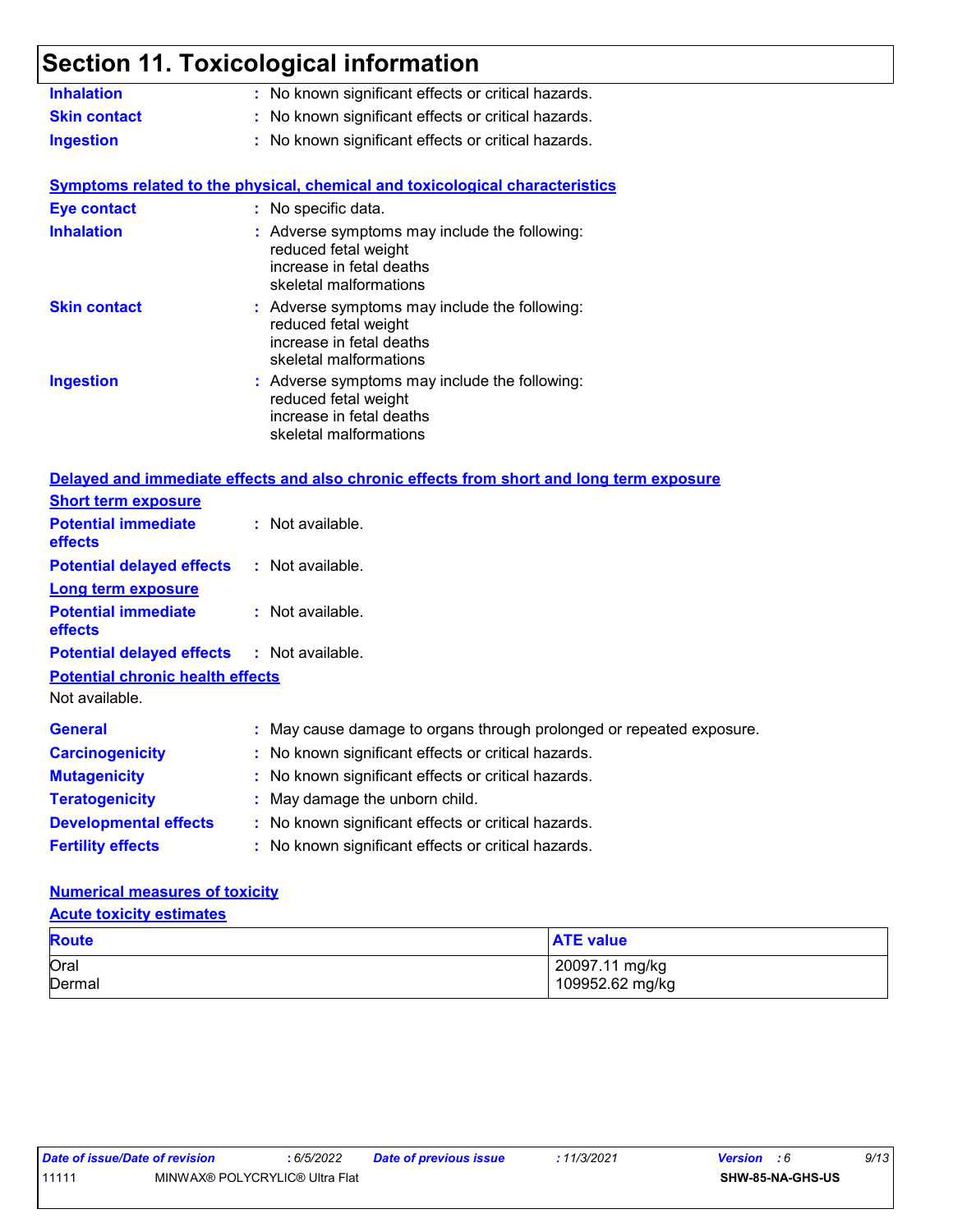# Section 11. Toxicological information

**Inhalation** : No known significant effects or critical hazards.

**Skin contact** : No known significant effects or critical hazards.

**Ingestion** : No known significant effects or critical hazards.

**Symptoms related to the physical, chemical and toxicological characteristics**

**Eye contact** : No specific data.

**Inhalation** : Adverse symptoms may include the following:
reduced fetal weight
increase in fetal deaths
skeletal malformations

**Skin contact** : Adverse symptoms may include the following:
reduced fetal weight
increase in fetal deaths
skeletal malformations

**Ingestion** : Adverse symptoms may include the following:
reduced fetal weight
increase in fetal deaths
skeletal malformations

**Delayed and immediate effects and also chronic effects from short and long term exposure**

**Short term exposure**

**Potential immediate effects** : Not available.

**Potential delayed effects** : Not available.

**Long term exposure**

**Potential immediate effects** : Not available.

**Potential delayed effects** : Not available.

**Potential chronic health effects**

Not available.

**General** : May cause damage to organs through prolonged or repeated exposure.

**Carcinogenicity** : No known significant effects or critical hazards.

**Mutagenicity** : No known significant effects or critical hazards.

**Teratogenicity** : May damage the unborn child.

**Developmental effects** : No known significant effects or critical hazards.

**Fertility effects** : No known significant effects or critical hazards.

**Numerical measures of toxicity**

**Acute toxicity estimates**

| Route | ATE value |
|---|---|
| Oral | 20097.11 mg/kg |
| Dermal | 109952.62 mg/kg |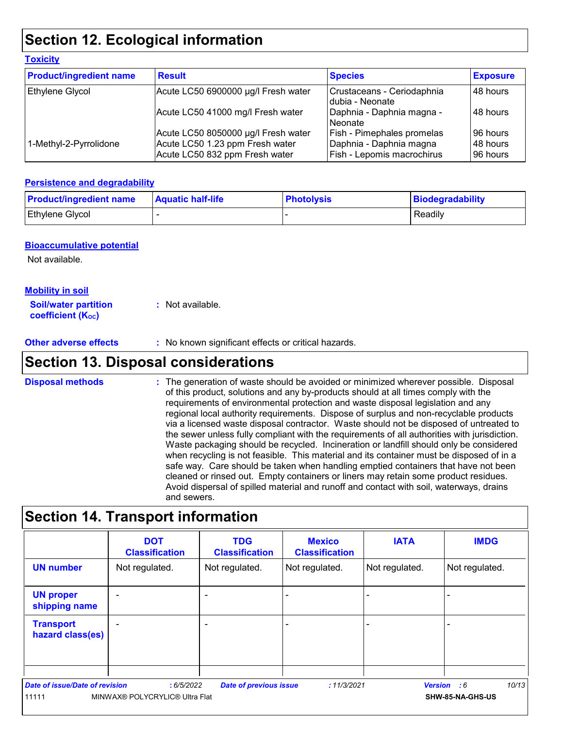## Section 12. Ecological information

### Toxicity

| Product/ingredient name | Result | Species | Exposure |
|---|---|---|---|
| Ethylene Glycol | Acute LC50 6900000 µg/l Fresh water | Crustaceans - Ceriodaphnia dubia - Neonate | 48 hours |
| | Acute LC50 41000 mg/l Fresh water | Daphnia - Daphnia magna - Neonate | 48 hours |
| | Acute LC50 8050000 µg/l Fresh water | Fish - Pimephales promelas | 96 hours |
| 1-Methyl-2-Pyrrolidone | Acute LC50 1.23 ppm Fresh water | Daphnia - Daphnia magna | 48 hours |
| | Acute LC50 832 ppm Fresh water | Fish - Lepomis macrochirus | 96 hours |

### Persistence and degradability

| Product/ingredient name | Aquatic half-life | Photolysis | Biodegradability |
|---|---|---|---|
| Ethylene Glycol | - | - | Readily |

### Bioaccumulative potential

Not available.

### Mobility in soil

**Soil/water partition coefficient ($K_{OC}$)** : Not available.

**Other adverse effects** : No known significant effects or critical hazards.

## Section 13. Disposal considerations

**Disposal methods** : The generation of waste should be avoided or minimized wherever possible. Disposal of this product, solutions and any by-products should at all times comply with the requirements of environmental protection and waste disposal legislation and any regional local authority requirements. Dispose of surplus and non-recyclable products via a licensed waste disposal contractor. Waste should not be disposed of untreated to the sewer unless fully compliant with the requirements of all authorities with jurisdiction. Waste packaging should be recycled. Incineration or landfill should only be considered when recycling is not feasible. This material and its container must be disposed of in a safe way. Care should be taken when handling emptied containers that have not been cleaned or rinsed out. Empty containers or liners may retain some product residues. Avoid dispersal of spilled material and runoff and contact with soil, waterways, drains and sewers.

## Section 14. Transport information

| | DOT Classification | TDG Classification | Mexico Classification | IATA | IMDG |
|---|---|---|---|---|---|
| UN number | Not regulated. | Not regulated. | Not regulated. | Not regulated. | Not regulated. |
| UN proper shipping name | - | - | - | - | - |
| Transport hazard class(es) | - | - | - | - | - |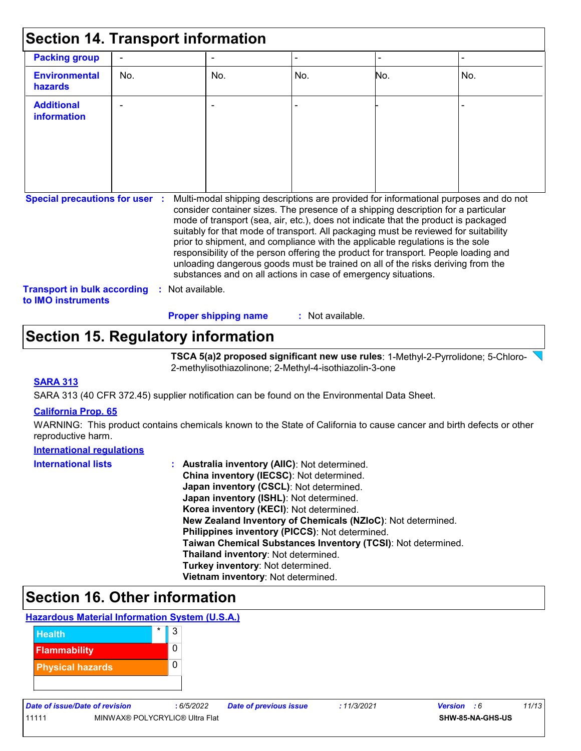## Section 14. Transport information

| Packing group | - | - | - | - | - |
|---|---|---|---|---|---|
| Environmental hazards | No. | No. | No. | No. | No. |
| Additional information | - | - | - | - | - |

**Special precautions for user** : Multi-modal shipping descriptions are provided for informational purposes and do not consider container sizes. The presence of a shipping description for a particular mode of transport (sea, air, etc.), does not indicate that the product is packaged suitably for that mode of transport. All packaging must be reviewed for suitability prior to shipment, and compliance with the applicable regulations is the sole responsibility of the person offering the product for transport. People loading and unloading dangerous goods must be trained on all of the risks deriving from the substances and on all actions in case of emergency situations.

**Transport in bulk according to IMO instruments** : Not available.

**Proper shipping name** : Not available.

## Section 15. Regulatory information

**TSCA 5(a)2 proposed significant new use rules**: 1-Methyl-2-Pyrrolidone; 5-Chloro-2-methylisothiazolinone; 2-Methyl-4-isothiazolin-3-one

**SARA 313**

SARA 313 (40 CFR 372.45) supplier notification can be found on the Environmental Data Sheet.

**California Prop. 65**

WARNING: This product contains chemicals known to the State of California to cause cancer and birth defects or other reproductive harm.

**International regulations**

**International lists** :
- **Australia inventory (AIIC)**: Not determined.
- **China inventory (IECSC)**: Not determined.
- **Japan inventory (CSCL)**: Not determined.
- **Japan inventory (ISHL)**: Not determined.
- **Korea inventory (KECI)**: Not determined.
- **New Zealand Inventory of Chemicals (NZIoC)**: Not determined.
- **Philippines inventory (PICCS)**: Not determined.
- **Taiwan Chemical Substances Inventory (TCSI)**: Not determined.
- **Thailand inventory**: Not determined.
- **Turkey inventory**: Not determined.
- **Vietnam inventory**: Not determined.

## Section 16. Other information

**Hazardous Material Information System (U.S.A.)**

| | | |
|---|---|---|
| Health | * | 3 |
| Flammability | | 0 |
| Physical hazards | | 0 |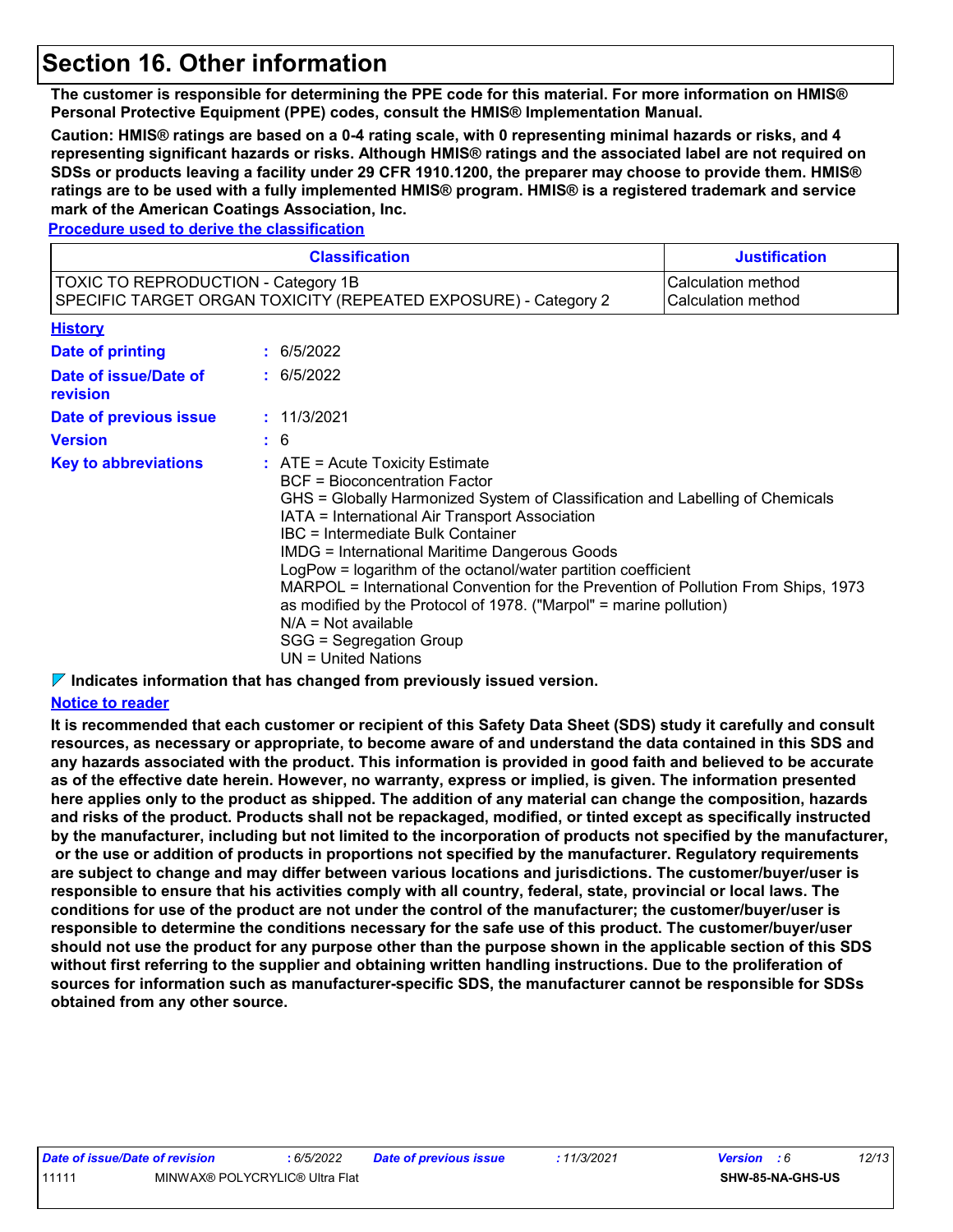# Section 16. Other information

**The customer is responsible for determining the PPE code for this material. For more information on HMIS® Personal Protective Equipment (PPE) codes, consult the HMIS® Implementation Manual.**

**Caution: HMIS® ratings are based on a 0-4 rating scale, with 0 representing minimal hazards or risks, and 4 representing significant hazards or risks. Although HMIS® ratings and the associated label are not required on SDSs or products leaving a facility under 29 CFR 1910.1200, the preparer may choose to provide them. HMIS® ratings are to be used with a fully implemented HMIS® program. HMIS® is a registered trademark and service mark of the American Coatings Association, Inc.**

**Procedure used to derive the classification**

| Classification | Justification |
| --- | --- |
| TOXIC TO REPRODUCTION - Category 1B | Calculation method |
| SPECIFIC TARGET ORGAN TOXICITY (REPEATED EXPOSURE) - Category 2 | Calculation method |

**History**

**Date of printing** : 6/5/2022

**Date of issue/Date of revision** : 6/5/2022

**Date of previous issue** : 11/3/2021

**Version** : 6

**Key to abbreviations** :
ATE = Acute Toxicity Estimate
BCF = Bioconcentration Factor
GHS = Globally Harmonized System of Classification and Labelling of Chemicals
IATA = International Air Transport Association
IBC = Intermediate Bulk Container
IMDG = International Maritime Dangerous Goods
LogPow = logarithm of the octanol/water partition coefficient
MARPOL = International Convention for the Prevention of Pollution From Ships, 1973 as modified by the Protocol of 1978. ("Marpol" = marine pollution)
N/A = Not available
SGG = Segregation Group
UN = United Nations

**Indicates information that has changed from previously issued version.**

**Notice to reader**

**It is recommended that each customer or recipient of this Safety Data Sheet (SDS) study it carefully and consult resources, as necessary or appropriate, to become aware of and understand the data contained in this SDS and any hazards associated with the product. This information is provided in good faith and believed to be accurate as of the effective date herein. However, no warranty, express or implied, is given. The information presented here applies only to the product as shipped. The addition of any material can change the composition, hazards and risks of the product. Products shall not be repackaged, modified, or tinted except as specifically instructed by the manufacturer, including but not limited to the incorporation of products not specified by the manufacturer, or the use or addition of products in proportions not specified by the manufacturer. Regulatory requirements are subject to change and may differ between various locations and jurisdictions. The customer/buyer/user is responsible to ensure that his activities comply with all country, federal, state, provincial or local laws. The conditions for use of the product are not under the control of the manufacturer; the customer/buyer/user is responsible to determine the conditions necessary for the safe use of this product. The customer/buyer/user should not use the product for any purpose other than the purpose shown in the applicable section of this SDS without first referring to the supplier and obtaining written handling instructions. Due to the proliferation of sources for information such as manufacturer-specific SDS, the manufacturer cannot be responsible for SDSs obtained from any other source.**